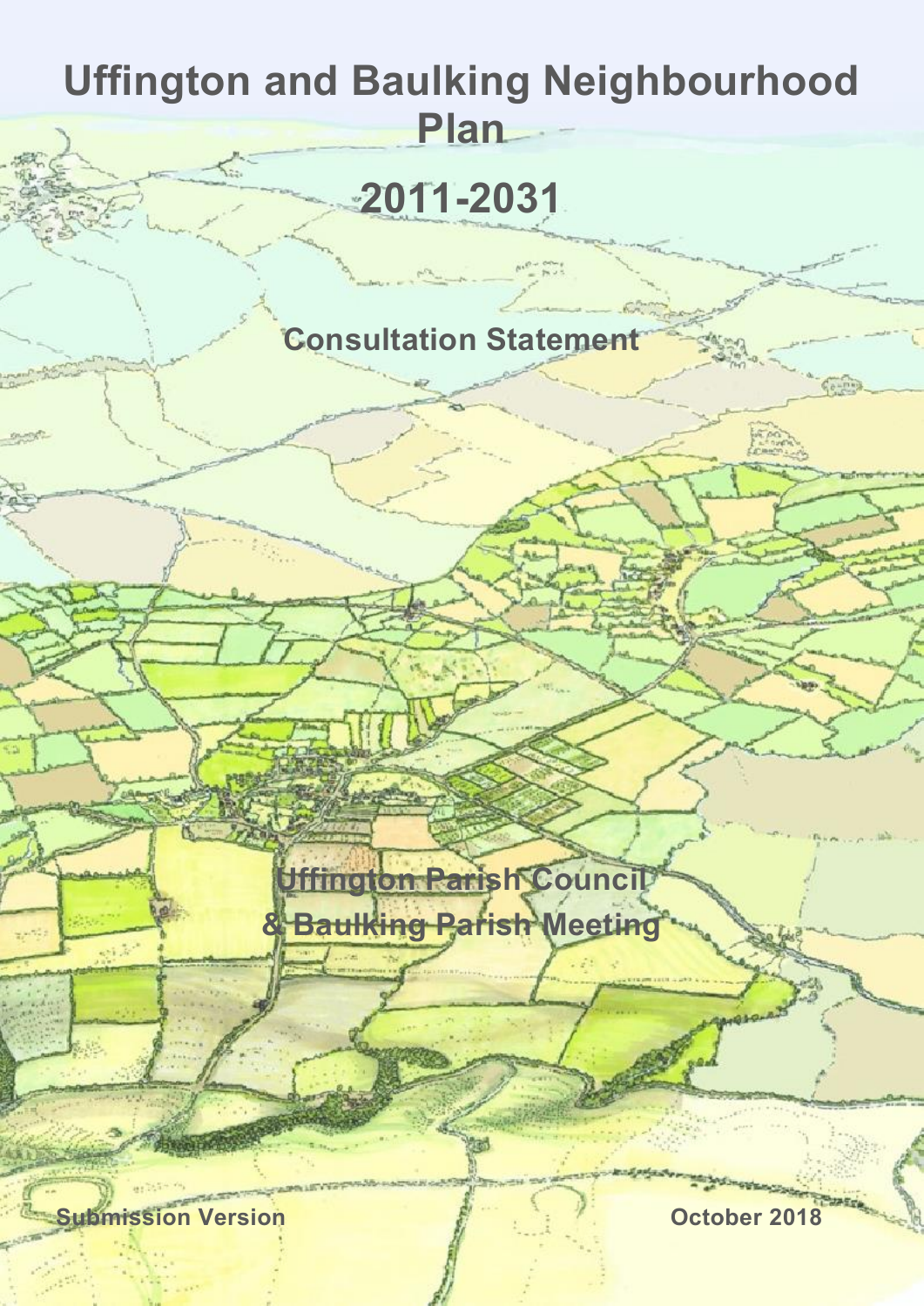# Uffington and Baulking Neighbourhood Plan

# 2011-2031

## Consultation Statement

**Uffington Parish Council**

**& Baulking Parish Meeting**

**Submission Version**

**October 2018**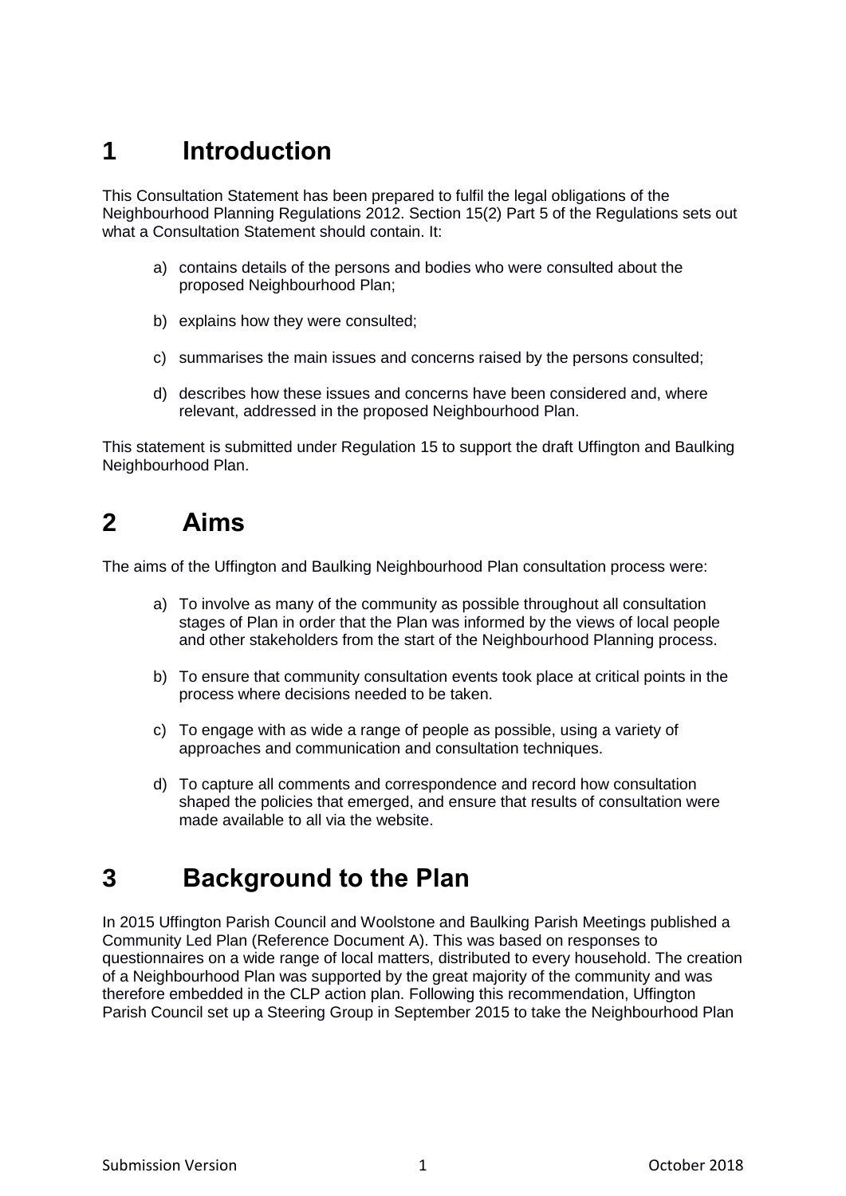# 1 Introduction

This Consultation Statement has been prepared to fulfil the legal obligations of the Neighbourhood Planning Regulations 2012. Section 15(2) Part 5 of the Regulations sets out what a Consultation Statement should contain. It:

a) contains details of the persons and bodies who were consulted about the proposed Neighbourhood Plan;

b) explains how they were consulted;

c) summarises the main issues and concerns raised by the persons consulted;

d) describes how these issues and concerns have been considered and, where relevant, addressed in the proposed Neighbourhood Plan.

This statement is submitted under Regulation 15 to support the draft Uffington and Baulking Neighbourhood Plan.

# 2 Aims

The aims of the Uffington and Baulking Neighbourhood Plan consultation process were:

a) To involve as many of the community as possible throughout all consultation stages of Plan in order that the Plan was informed by the views of local people and other stakeholders from the start of the Neighbourhood Planning process.

b) To ensure that community consultation events took place at critical points in the process where decisions needed to be taken.

c) To engage with as wide a range of people as possible, using a variety of approaches and communication and consultation techniques.

d) To capture all comments and correspondence and record how consultation shaped the policies that emerged, and ensure that results of consultation were made available to all via the website.

# 3 Background to the Plan

In 2015 Uffington Parish Council and Woolstone and Baulking Parish Meetings published a Community Led Plan (Reference Document A). This was based on responses to questionnaires on a wide range of local matters, distributed to every household. The creation of a Neighbourhood Plan was supported by the great majority of the community and was therefore embedded in the CLP action plan. Following this recommendation, Uffington Parish Council set up a Steering Group in September 2015 to take the Neighbourhood Plan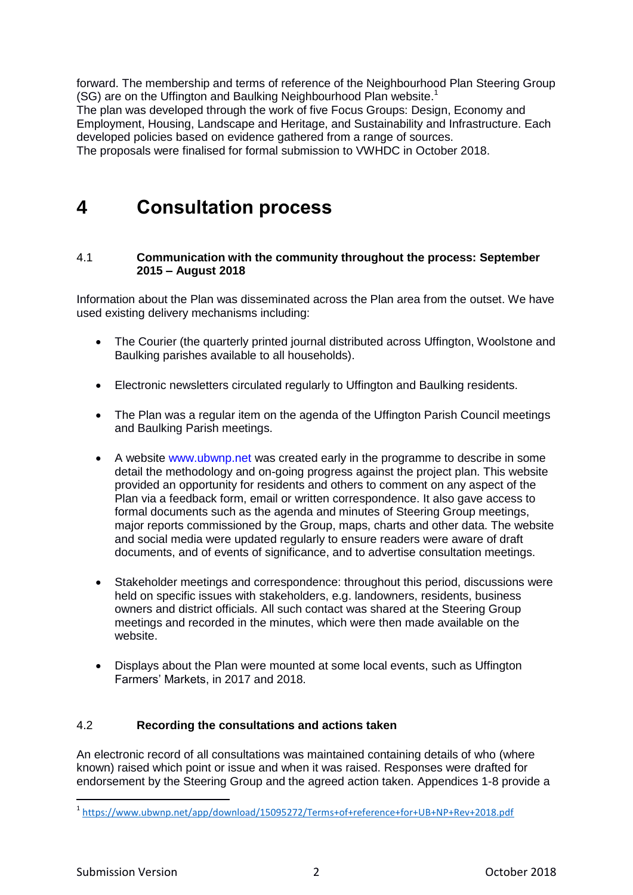forward. The membership and terms of reference of the Neighbourhood Plan Steering Group (SG) are on the Uffington and Baulking Neighbourhood Plan website.[1]

The plan was developed through the work of five Focus Groups: Design, Economy and Employment, Housing, Landscape and Heritage, and Sustainability and Infrastructure. Each developed policies based on evidence gathered from a range of sources.

The proposals were finalised for formal submission to VWHDC in October 2018.

# 4 Consultation process

### 4.1 Communication with the community throughout the process: September 2015 – August 2018

Information about the Plan was disseminated across the Plan area from the outset. We have used existing delivery mechanisms including:

- The Courier (the quarterly printed journal distributed across Uffington, Woolstone and Baulking parishes available to all households).
- Electronic newsletters circulated regularly to Uffington and Baulking residents.
- The Plan was a regular item on the agenda of the Uffington Parish Council meetings and Baulking Parish meetings.
- A website www.ubwnp.net was created early in the programme to describe in some detail the methodology and on-going progress against the project plan. This website provided an opportunity for residents and others to comment on any aspect of the Plan via a feedback form, email or written correspondence. It also gave access to formal documents such as the agenda and minutes of Steering Group meetings, major reports commissioned by the Group, maps, charts and other data. The website and social media were updated regularly to ensure readers were aware of draft documents, and of events of significance, and to advertise consultation meetings.
- Stakeholder meetings and correspondence: throughout this period, discussions were held on specific issues with stakeholders, e.g. landowners, residents, business owners and district officials. All such contact was shared at the Steering Group meetings and recorded in the minutes, which were then made available on the website.
- Displays about the Plan were mounted at some local events, such as Uffington Farmers' Markets, in 2017 and 2018.

### 4.2 Recording the consultations and actions taken

An electronic record of all consultations was maintained containing details of who (where known) raised which point or issue and when it was raised. Responses were drafted for endorsement by the Steering Group and the agreed action taken. Appendices 1-8 provide a

[1] https://www.ubwnp.net/app/download/15095272/Terms+of+reference+for+UB+NP+Rev+2018.pdf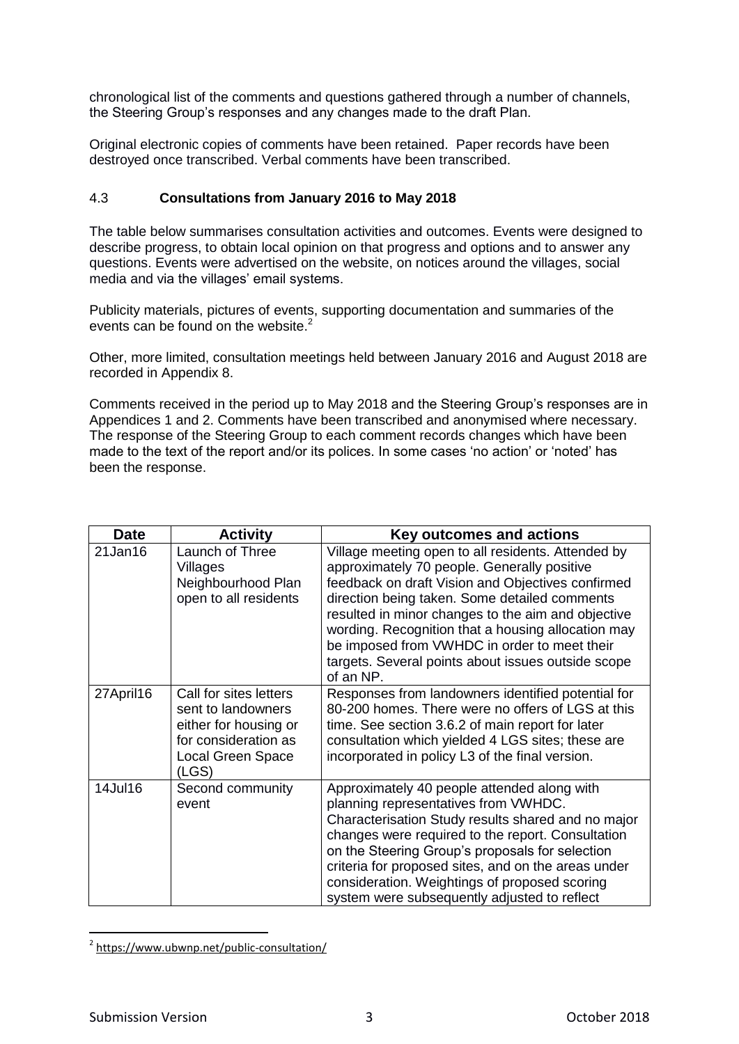chronological list of the comments and questions gathered through a number of channels, the Steering Group's responses and any changes made to the draft Plan.

Original electronic copies of comments have been retained. Paper records have been destroyed once transcribed. Verbal comments have been transcribed.

### 4.3 Consultations from January 2016 to May 2018

The table below summarises consultation activities and outcomes. Events were designed to describe progress, to obtain local opinion on that progress and options and to answer any questions. Events were advertised on the website, on notices around the villages, social media and via the villages' email systems.

Publicity materials, pictures of events, supporting documentation and summaries of the events can be found on the website.[2]

Other, more limited, consultation meetings held between January 2016 and August 2018 are recorded in Appendix 8.

Comments received in the period up to May 2018 and the Steering Group's responses are in Appendices 1 and 2. Comments have been transcribed and anonymised where necessary. The response of the Steering Group to each comment records changes which have been made to the text of the report and/or its polices. In some cases 'no action' or 'noted' has been the response.

| Date | Activity | Key outcomes and actions |
| --- | --- | --- |
| 21Jan16 | Launch of Three Villages Neighbourhood Plan open to all residents | Village meeting open to all residents. Attended by approximately 70 people. Generally positive feedback on draft Vision and Objectives confirmed direction being taken. Some detailed comments resulted in minor changes to the aim and objective wording. Recognition that a housing allocation may be imposed from VWHDC in order to meet their targets. Several points about issues outside scope of an NP. |
| 27April16 | Call for sites letters sent to landowners either for housing or for consideration as Local Green Space (LGS) | Responses from landowners identified potential for 80-200 homes. There were no offers of LGS at this time. See section 3.6.2 of main report for later consultation which yielded 4 LGS sites; these are incorporated in policy L3 of the final version. |
| 14Jul16 | Second community event | Approximately 40 people attended along with planning representatives from VWHDC. Characterisation Study results shared and no major changes were required to the report. Consultation on the Steering Group's proposals for selection criteria for proposed sites, and on the areas under consideration. Weightings of proposed scoring system were subsequently adjusted to reflect |

[2] https://www.ubwnp.net/public-consultation/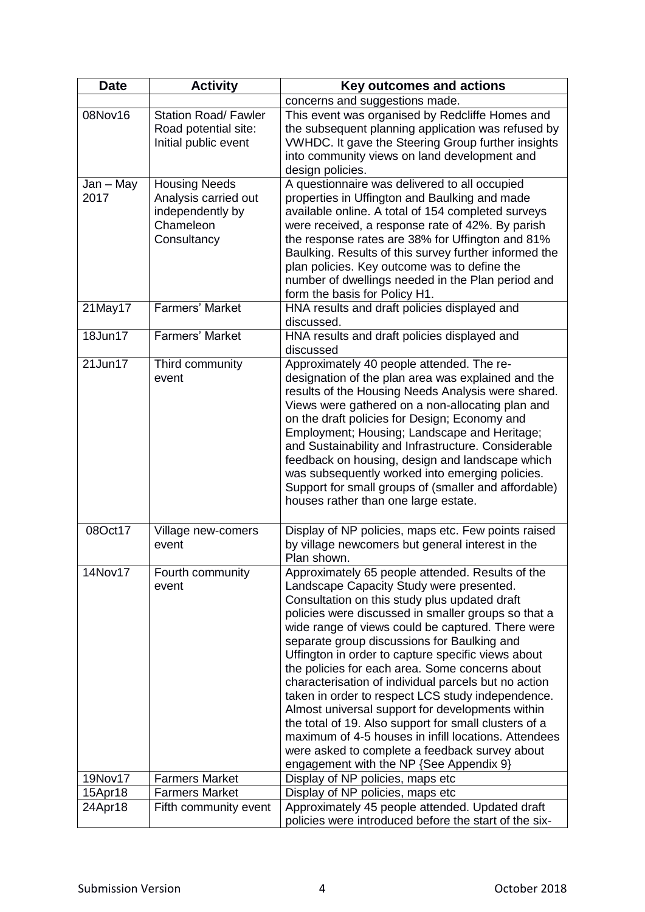| Date | Activity | Key outcomes and actions |
|---|---|---|
| | | concerns and suggestions made. |
| 08Nov16 | Station Road/ Fawler Road potential site: Initial public event | This event was organised by Redcliffe Homes and the subsequent planning application was refused by VWHDC. It gave the Steering Group further insights into community views on land development and design policies. |
| Jan – May 2017 | Housing Needs Analysis carried out independently by Chameleon Consultancy | A questionnaire was delivered to all occupied properties in Uffington and Baulking and made available online. A total of 154 completed surveys were received, a response rate of 42%. By parish the response rates are 38% for Uffington and 81% Baulking. Results of this survey further informed the plan policies. Key outcome was to define the number of dwellings needed in the Plan period and form the basis for Policy H1. |
| 21May17 | Farmers' Market | HNA results and draft policies displayed and discussed. |
| 18Jun17 | Farmers' Market | HNA results and draft policies displayed and discussed |
| 21Jun17 | Third community event | Approximately 40 people attended. The re-designation of the plan area was explained and the results of the Housing Needs Analysis were shared. Views were gathered on a non-allocating plan and on the draft policies for Design; Economy and Employment; Housing; Landscape and Heritage; and Sustainability and Infrastructure. Considerable feedback on housing, design and landscape which was subsequently worked into emerging policies. Support for small groups of (smaller and affordable) houses rather than one large estate. |
| 08Oct17 | Village new-comers event | Display of NP policies, maps etc. Few points raised by village newcomers but general interest in the Plan shown. |
| 14Nov17 | Fourth community event | Approximately 65 people attended. Results of the Landscape Capacity Study were presented. Consultation on this study plus updated draft policies were discussed in smaller groups so that a wide range of views could be captured. There were separate group discussions for Baulking and Uffington in order to capture specific views about the policies for each area. Some concerns about characterisation of individual parcels but no action taken in order to respect LCS study independence. Almost universal support for developments within the total of 19. Also support for small clusters of a maximum of 4-5 houses in infill locations. Attendees were asked to complete a feedback survey about engagement with the NP {See Appendix 9} |
| 19Nov17 | Farmers Market | Display of NP policies, maps etc |
| 15Apr18 | Farmers Market | Display of NP policies, maps etc |
| 24Apr18 | Fifth community event | Approximately 45 people attended. Updated draft policies were introduced before the start of the six- |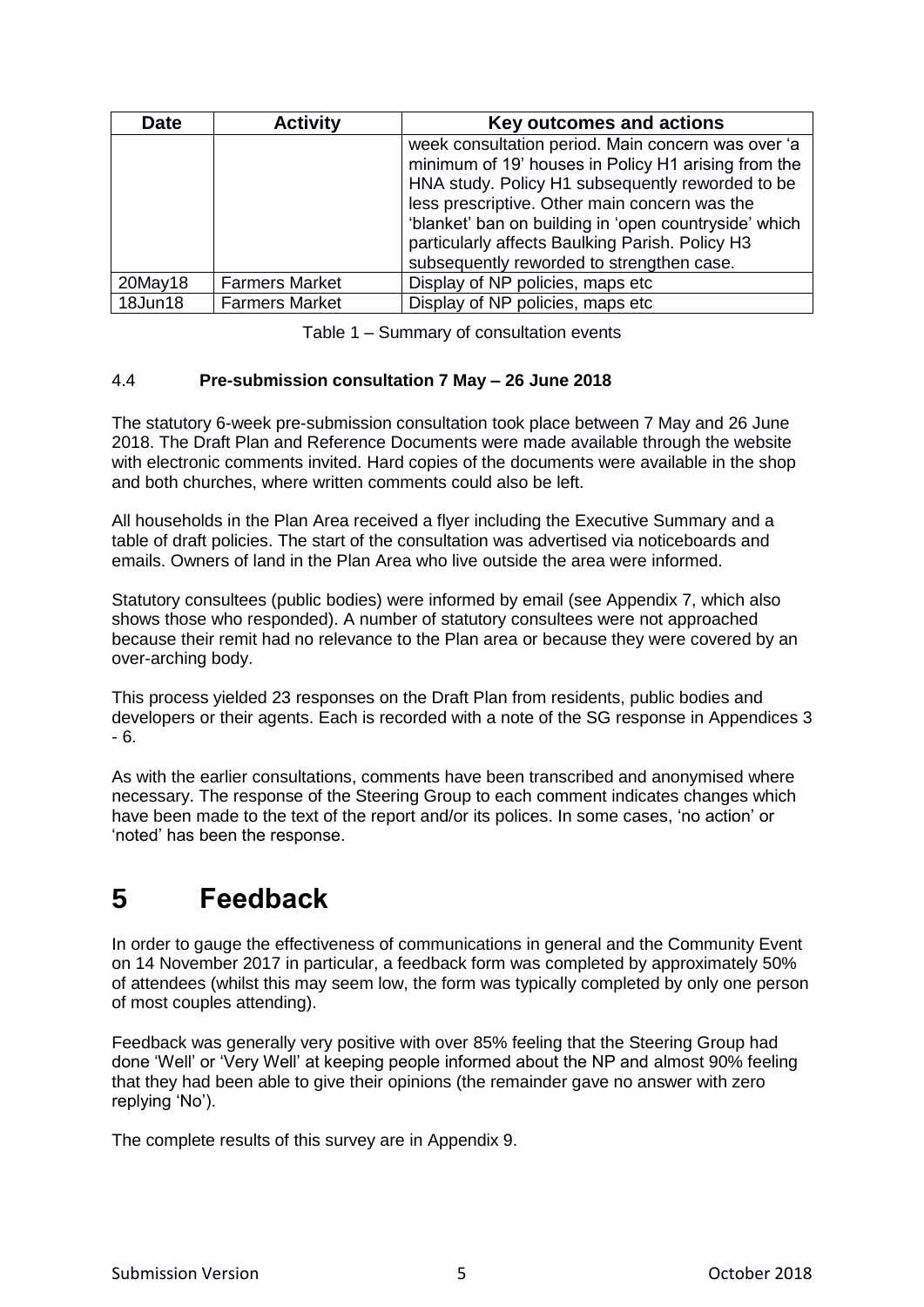| Date | Activity | Key outcomes and actions |
| --- | --- | --- |
| | | week consultation period. Main concern was over 'a minimum of 19' houses in Policy H1 arising from the HNA study. Policy H1 subsequently reworded to be less prescriptive. Other main concern was the 'blanket' ban on building in 'open countryside' which particularly affects Baulking Parish. Policy H3 subsequently reworded to strengthen case. |
| 20May18 | Farmers Market | Display of NP policies, maps etc |
| 18Jun18 | Farmers Market | Display of NP policies, maps etc |

Table 1 – Summary of consultation events

### 4.4 **Pre-submission consultation 7 May – 26 June 2018**

The statutory 6-week pre-submission consultation took place between 7 May and 26 June 2018. The Draft Plan and Reference Documents were made available through the website with electronic comments invited. Hard copies of the documents were available in the shop and both churches, where written comments could also be left.

All households in the Plan Area received a flyer including the Executive Summary and a table of draft policies. The start of the consultation was advertised via noticeboards and emails. Owners of land in the Plan Area who live outside the area were informed.

Statutory consultees (public bodies) were informed by email (see Appendix 7, which also shows those who responded). A number of statutory consultees were not approached because their remit had no relevance to the Plan area or because they were covered by an over-arching body.

This process yielded 23 responses on the Draft Plan from residents, public bodies and developers or their agents. Each is recorded with a note of the SG response in Appendices 3 - 6.

As with the earlier consultations, comments have been transcribed and anonymised where necessary. The response of the Steering Group to each comment indicates changes which have been made to the text of the report and/or its polices. In some cases, 'no action' or 'noted' has been the response.

# 5 Feedback

In order to gauge the effectiveness of communications in general and the Community Event on 14 November 2017 in particular, a feedback form was completed by approximately 50% of attendees (whilst this may seem low, the form was typically completed by only one person of most couples attending).

Feedback was generally very positive with over 85% feeling that the Steering Group had done 'Well' or 'Very Well' at keeping people informed about the NP and almost 90% feeling that they had been able to give their opinions (the remainder gave no answer with zero replying 'No').

The complete results of this survey are in Appendix 9.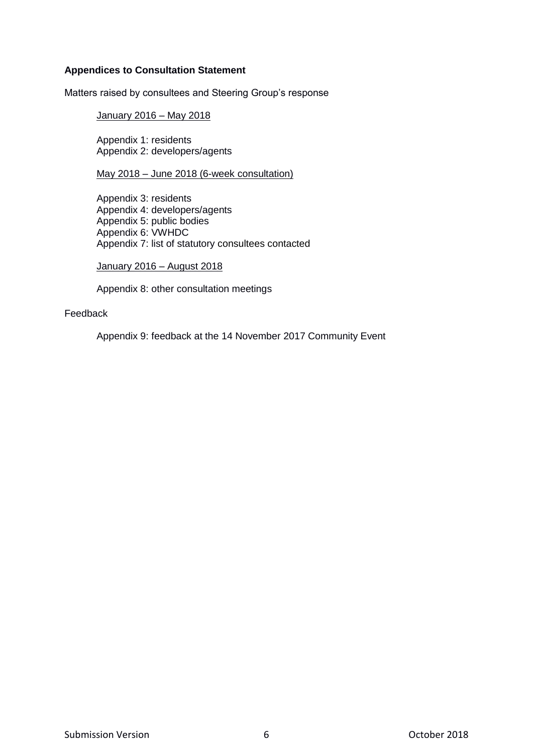**Appendices to Consultation Statement**

Matters raised by consultees and Steering Group's response

January 2016 – May 2018

Appendix 1: residents
Appendix 2: developers/agents

May 2018 – June 2018 (6-week consultation)

Appendix 3: residents
Appendix 4: developers/agents
Appendix 5: public bodies
Appendix 6: VWHDC
Appendix 7: list of statutory consultees contacted

January 2016 – August 2018

Appendix 8: other consultation meetings

Feedback

Appendix 9: feedback at the 14 November 2017 Community Event